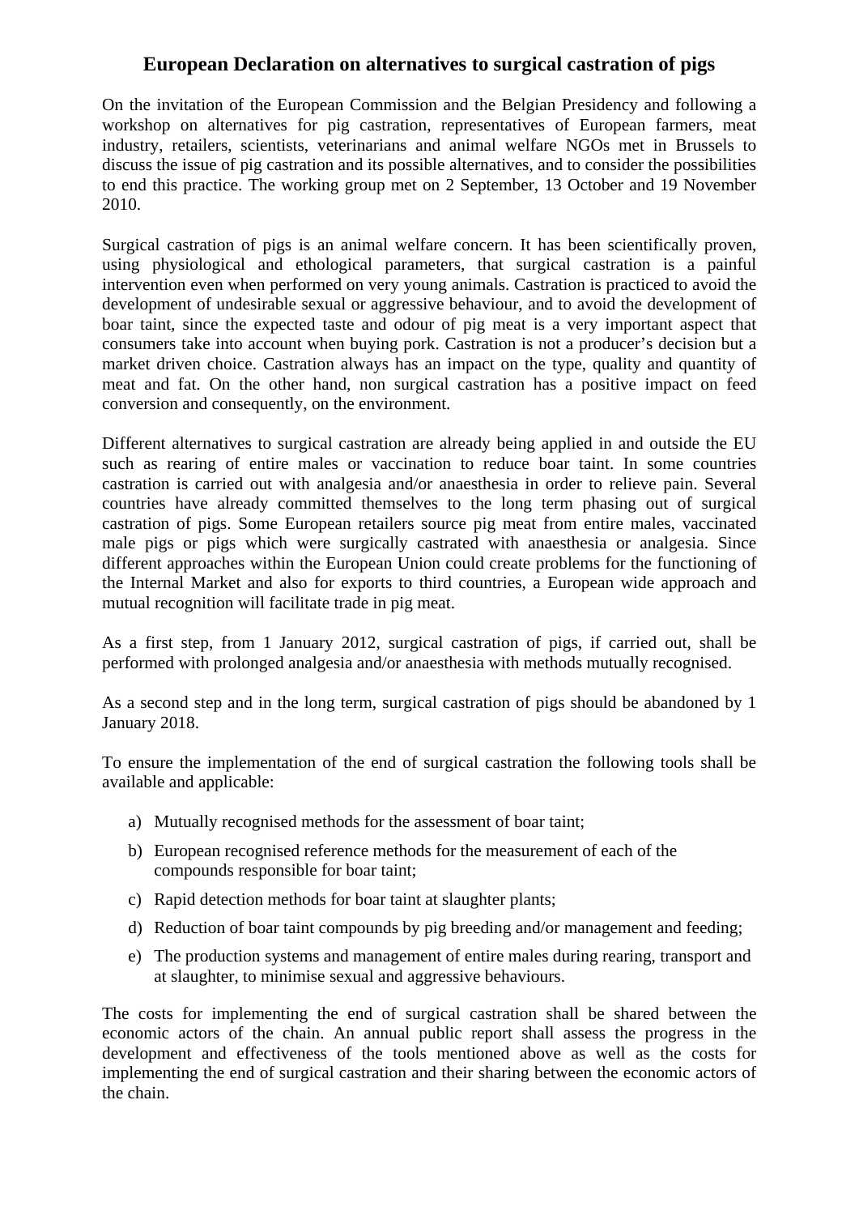# European Declaration on alternatives to surgical castration of pigs

On the invitation of the European Commission and the Belgian Presidency and following a workshop on alternatives for pig castration, representatives of European farmers, meat industry, retailers, scientists, veterinarians and animal welfare NGOs met in Brussels to discuss the issue of pig castration and its possible alternatives, and to consider the possibilities to end this practice. The working group met on 2 September, 13 October and 19 November 2010.

Surgical castration of pigs is an animal welfare concern. It has been scientifically proven, using physiological and ethological parameters, that surgical castration is a painful intervention even when performed on very young animals. Castration is practiced to avoid the development of undesirable sexual or aggressive behaviour, and to avoid the development of boar taint, since the expected taste and odour of pig meat is a very important aspect that consumers take into account when buying pork. Castration is not a producer's decision but a market driven choice. Castration always has an impact on the type, quality and quantity of meat and fat. On the other hand, non surgical castration has a positive impact on feed conversion and consequently, on the environment.

Different alternatives to surgical castration are already being applied in and outside the EU such as rearing of entire males or vaccination to reduce boar taint. In some countries castration is carried out with analgesia and/or anaesthesia in order to relieve pain. Several countries have already committed themselves to the long term phasing out of surgical castration of pigs. Some European retailers source pig meat from entire males, vaccinated male pigs or pigs which were surgically castrated with anaesthesia or analgesia. Since different approaches within the European Union could create problems for the functioning of the Internal Market and also for exports to third countries, a European wide approach and mutual recognition will facilitate trade in pig meat.

As a first step, from 1 January 2012, surgical castration of pigs, if carried out, shall be performed with prolonged analgesia and/or anaesthesia with methods mutually recognised.

As a second step and in the long term, surgical castration of pigs should be abandoned by 1 January 2018.

To ensure the implementation of the end of surgical castration the following tools shall be available and applicable:

a) Mutually recognised methods for the assessment of boar taint;
b) European recognised reference methods for the measurement of each of the compounds responsible for boar taint;
c) Rapid detection methods for boar taint at slaughter plants;
d) Reduction of boar taint compounds by pig breeding and/or management and feeding;
e) The production systems and management of entire males during rearing, transport and at slaughter, to minimise sexual and aggressive behaviours.

The costs for implementing the end of surgical castration shall be shared between the economic actors of the chain. An annual public report shall assess the progress in the development and effectiveness of the tools mentioned above as well as the costs for implementing the end of surgical castration and their sharing between the economic actors of the chain.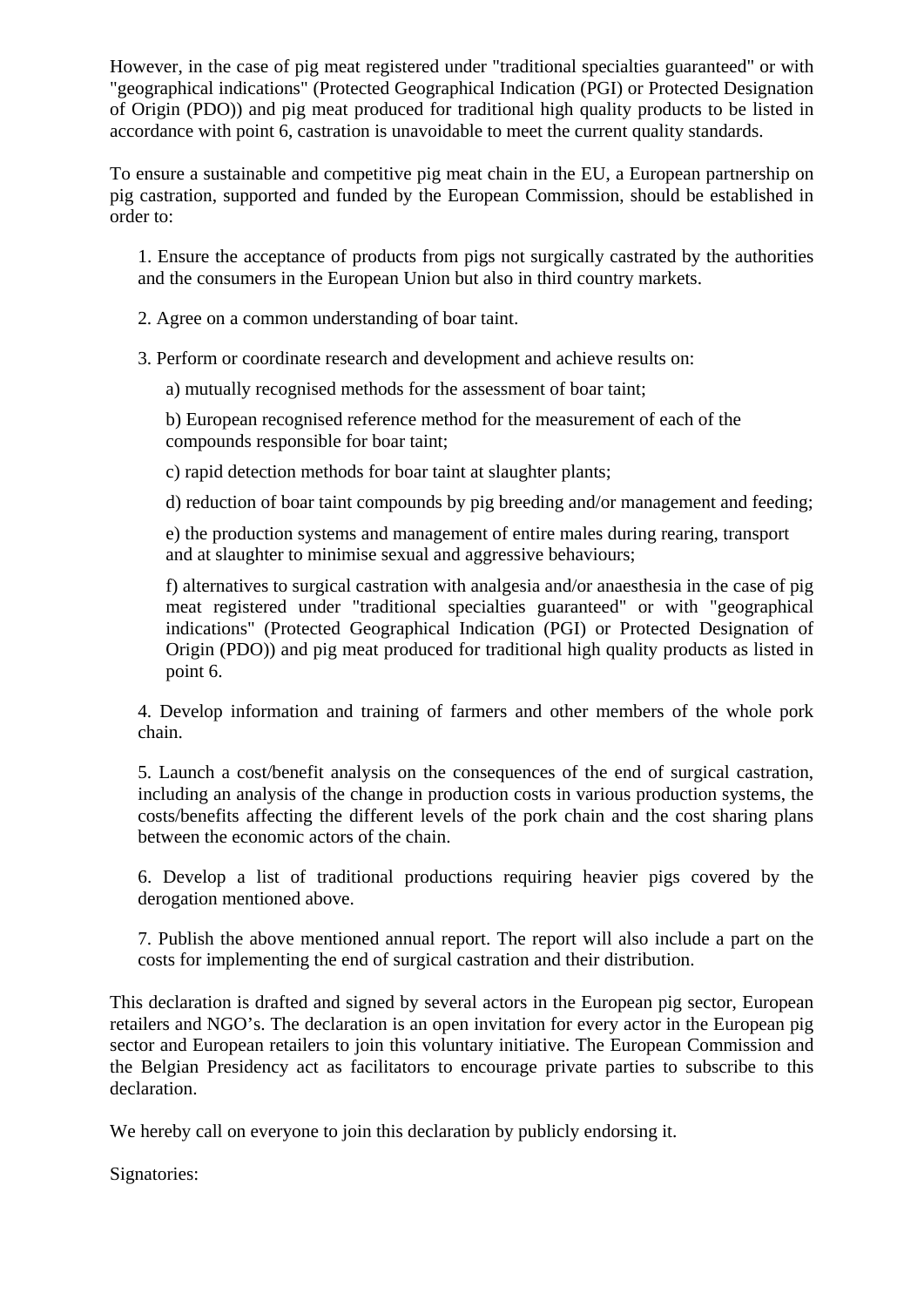However, in the case of pig meat registered under "traditional specialties guaranteed" or with "geographical indications" (Protected Geographical Indication (PGI) or Protected Designation of Origin (PDO)) and pig meat produced for traditional high quality products to be listed in accordance with point 6, castration is unavoidable to meet the current quality standards.

To ensure a sustainable and competitive pig meat chain in the EU, a European partnership on pig castration, supported and funded by the European Commission, should be established in order to:

1. Ensure the acceptance of products from pigs not surgically castrated by the authorities and the consumers in the European Union but also in third country markets.

2. Agree on a common understanding of boar taint.

3. Perform or coordinate research and development and achieve results on:

   a) mutually recognised methods for the assessment of boar taint;

   b) European recognised reference method for the measurement of each of the compounds responsible for boar taint;

   c) rapid detection methods for boar taint at slaughter plants;

   d) reduction of boar taint compounds by pig breeding and/or management and feeding;

   e) the production systems and management of entire males during rearing, transport and at slaughter to minimise sexual and aggressive behaviours;

   f) alternatives to surgical castration with analgesia and/or anaesthesia in the case of pig meat registered under "traditional specialties guaranteed" or with "geographical indications" (Protected Geographical Indication (PGI) or Protected Designation of Origin (PDO)) and pig meat produced for traditional high quality products as listed in point 6.

4. Develop information and training of farmers and other members of the whole pork chain.

5. Launch a cost/benefit analysis on the consequences of the end of surgical castration, including an analysis of the change in production costs in various production systems, the costs/benefits affecting the different levels of the pork chain and the cost sharing plans between the economic actors of the chain.

6. Develop a list of traditional productions requiring heavier pigs covered by the derogation mentioned above.

7. Publish the above mentioned annual report. The report will also include a part on the costs for implementing the end of surgical castration and their distribution.

This declaration is drafted and signed by several actors in the European pig sector, European retailers and NGO's. The declaration is an open invitation for every actor in the European pig sector and European retailers to join this voluntary initiative. The European Commission and the Belgian Presidency act as facilitators to encourage private parties to subscribe to this declaration.

We hereby call on everyone to join this declaration by publicly endorsing it.

Signatories: